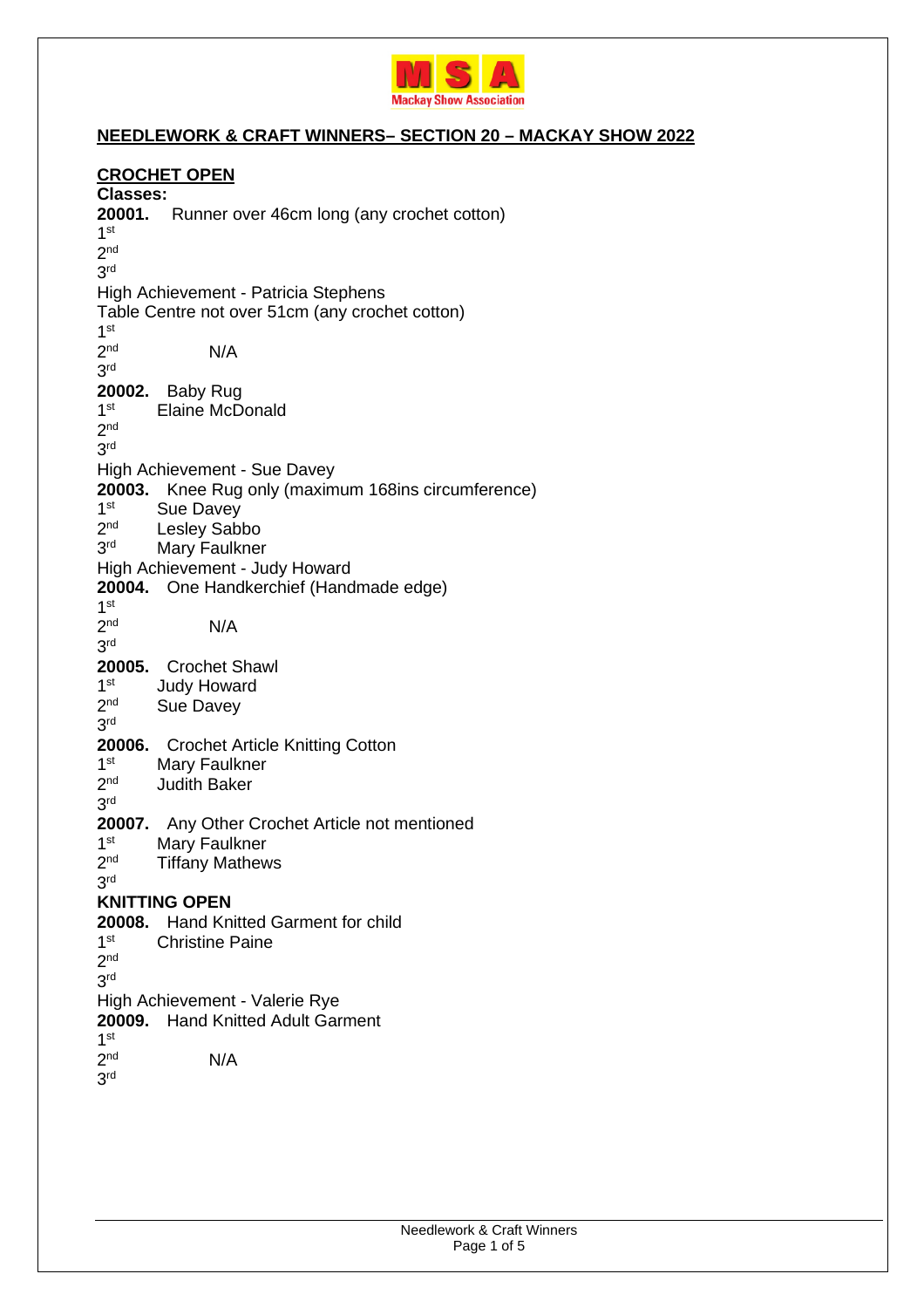# NEEDLEWORK & CRAFT WINNERS– SECTION 20 – MACKAY SHOW 2022

## CROCHET OPEN

**Classes:**

**20001.** Runner over 46cm long (any crochet cotton)
1st
2nd
3rd
High Achievement - Patricia Stephens

Table Centre not over 51cm (any crochet cotton)
1st
2nd N/A
3rd

**20002.** Baby Rug
1st Elaine McDonald
2nd
3rd
High Achievement - Sue Davey

**20003.** Knee Rug only (maximum 168ins circumference)
1st Sue Davey
2nd Lesley Sabbo
3rd Mary Faulkner
High Achievement - Judy Howard

**20004.** One Handkerchief (Handmade edge)
1st
2nd N/A
3rd

**20005.** Crochet Shawl
1st Judy Howard
2nd Sue Davey
3rd

**20006.** Crochet Article Knitting Cotton
1st Mary Faulkner
2nd Judith Baker
3rd

**20007.** Any Other Crochet Article not mentioned
1st Mary Faulkner
2nd Tiffany Mathews
3rd

## KNITTING OPEN

**20008.** Hand Knitted Garment for child
1st Christine Paine
2nd
3rd
High Achievement - Valerie Rye

**20009.** Hand Knitted Adult Garment
1st
2nd N/A
3rd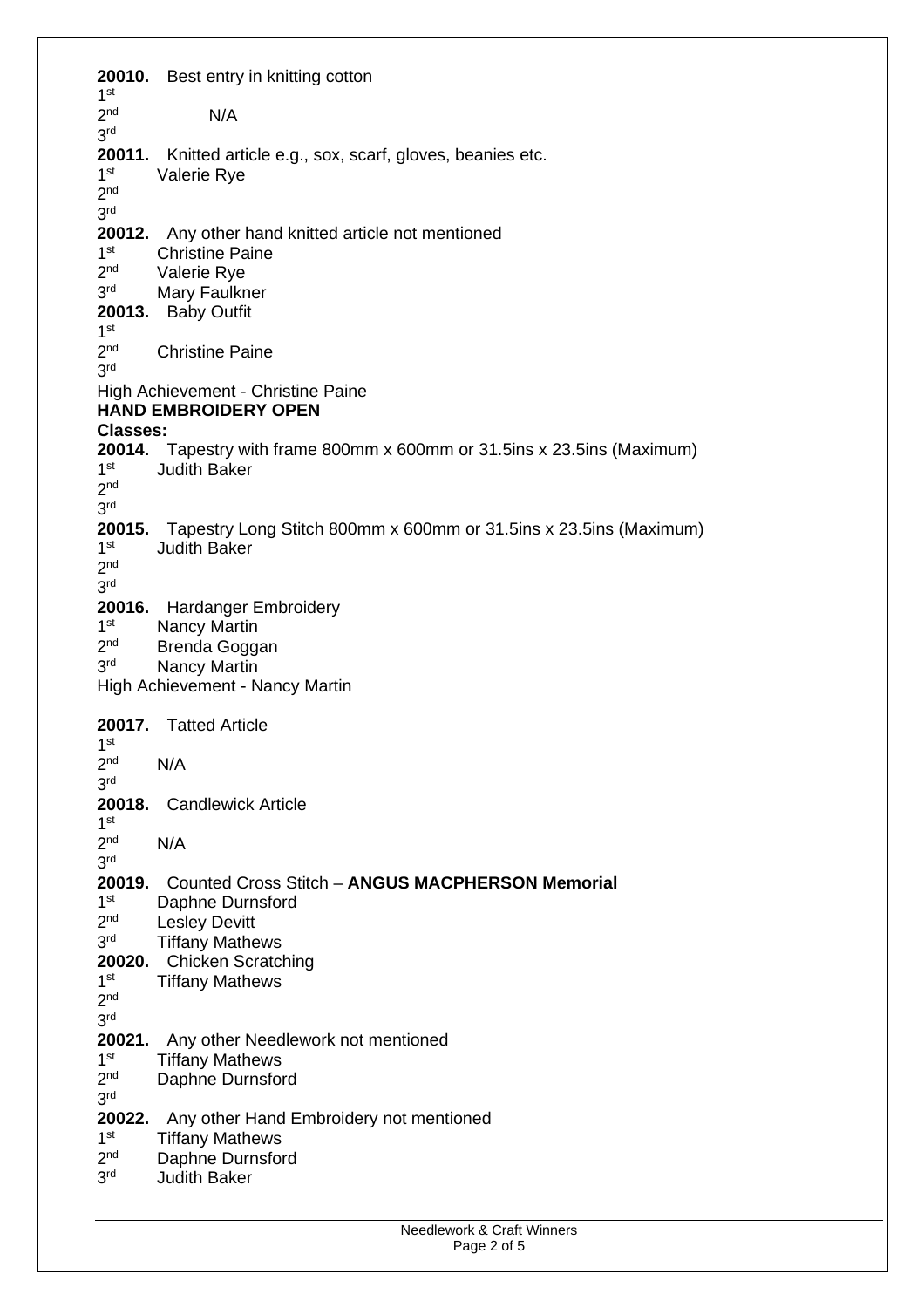**20010.** Best entry in knitting cotton
1st
2nd N/A
3rd

**20011.** Knitted article e.g., sox, scarf, gloves, beanies etc.
1st Valerie Rye
2nd
3rd

**20012.** Any other hand knitted article not mentioned
1st Christine Paine
2nd Valerie Rye
3rd Mary Faulkner

**20013.** Baby Outfit
1st
2nd Christine Paine
3rd

High Achievement - Christine Paine

**HAND EMBROIDERY OPEN**

**Classes:**

**20014.** Tapestry with frame 800mm x 600mm or 31.5ins x 23.5ins (Maximum)
1st Judith Baker
2nd
3rd

**20015.** Tapestry Long Stitch 800mm x 600mm or 31.5ins x 23.5ins (Maximum)
1st Judith Baker
2nd
3rd

**20016.** Hardanger Embroidery
1st Nancy Martin
2nd Brenda Goggan
3rd Nancy Martin

High Achievement - Nancy Martin

**20017.** Tatted Article
1st
2nd N/A
3rd

**20018.** Candlewick Article
1st
2nd N/A
3rd

**20019.** Counted Cross Stitch – **ANGUS MACPHERSON Memorial**
1st Daphne Durnsford
2nd Lesley Devitt
3rd Tiffany Mathews

**20020.** Chicken Scratching
1st Tiffany Mathews
2nd
3rd

**20021.** Any other Needlework not mentioned
1st Tiffany Mathews
2nd Daphne Durnsford
3rd

**20022.** Any other Hand Embroidery not mentioned
1st Tiffany Mathews
2nd Daphne Durnsford
3rd Judith Baker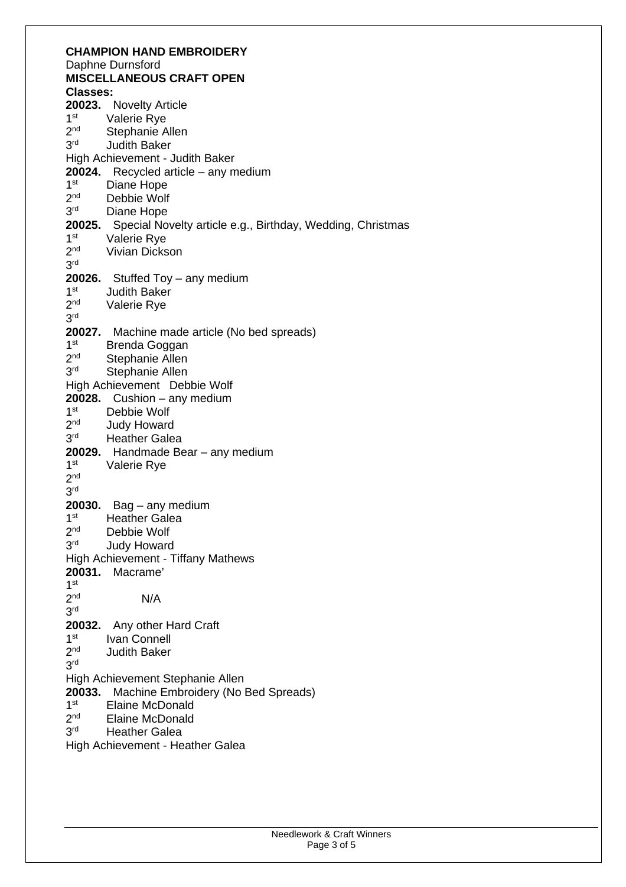**CHAMPION HAND EMBROIDERY**
Daphne Durnsford

**MISCELLANEOUS CRAFT OPEN**

**Classes:**

**20023.** Novelty Article
1st Valerie Rye
2nd Stephanie Allen
3rd Judith Baker
High Achievement - Judith Baker

**20024.** Recycled article – any medium
1st Diane Hope
2nd Debbie Wolf
3rd Diane Hope

**20025.** Special Novelty article e.g., Birthday, Wedding, Christmas
1st Valerie Rye
2nd Vivian Dickson
3rd

**20026.** Stuffed Toy – any medium
1st Judith Baker
2nd Valerie Rye
3rd

**20027.** Machine made article (No bed spreads)
1st Brenda Goggan
2nd Stephanie Allen
3rd Stephanie Allen
High Achievement Debbie Wolf

**20028.** Cushion – any medium
1st Debbie Wolf
2nd Judy Howard
3rd Heather Galea

**20029.** Handmade Bear – any medium
1st Valerie Rye
2nd
3rd

**20030.** Bag – any medium
1st Heather Galea
2nd Debbie Wolf
3rd Judy Howard
High Achievement - Tiffany Mathews

**20031.** Macrame'
1st
2nd N/A
3rd

**20032.** Any other Hard Craft
1st Ivan Connell
2nd Judith Baker
3rd
High Achievement Stephanie Allen

**20033.** Machine Embroidery (No Bed Spreads)
1st Elaine McDonald
2nd Elaine McDonald
3rd Heather Galea
High Achievement - Heather Galea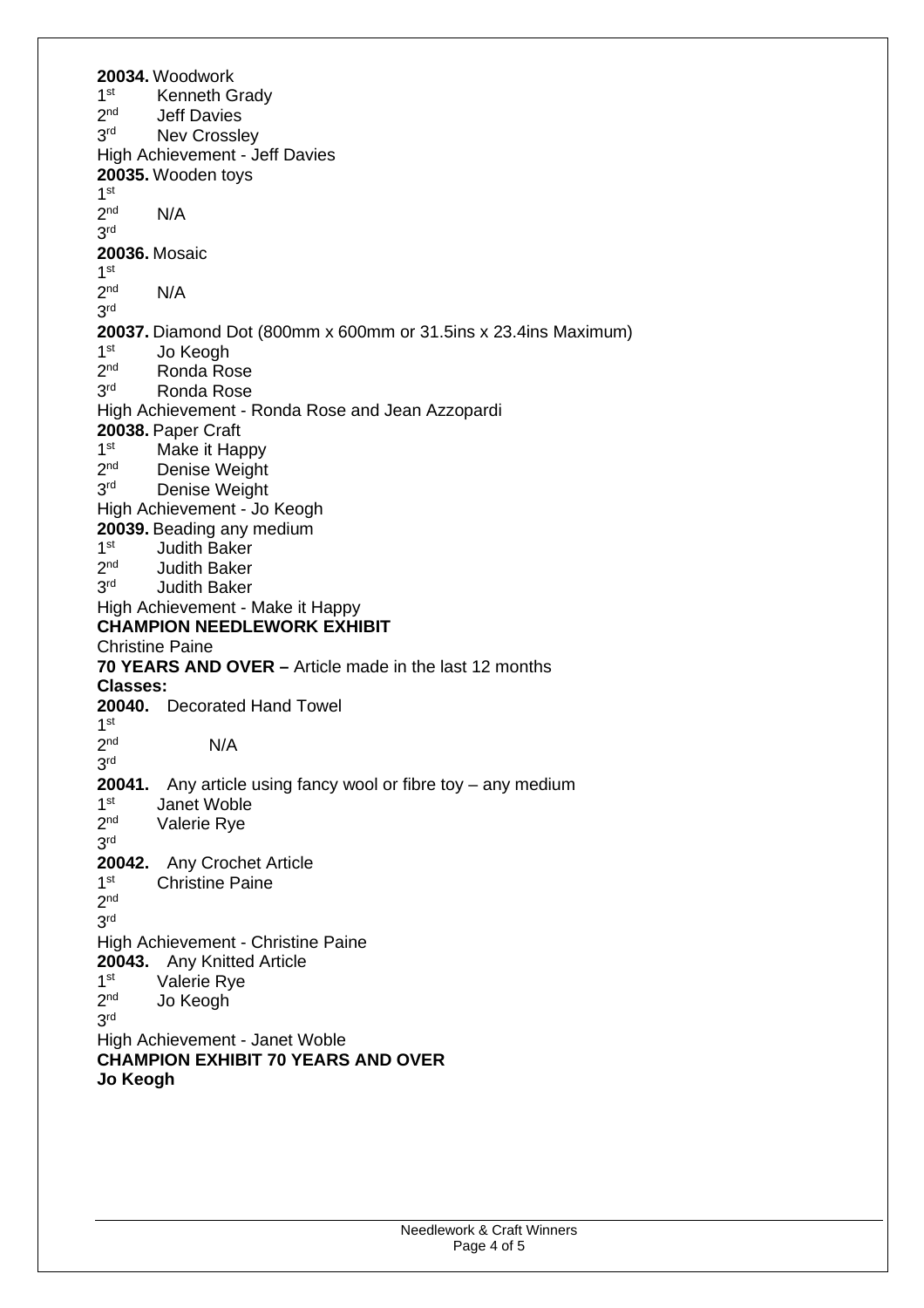**20034.** Woodwork
1st Kenneth Grady
2nd Jeff Davies
3rd Nev Crossley
High Achievement - Jeff Davies

**20035.** Wooden toys
1st
2nd N/A
3rd

**20036.** Mosaic
1st
2nd N/A
3rd

**20037.** Diamond Dot (800mm x 600mm or 31.5ins x 23.4ins Maximum)
1st Jo Keogh
2nd Ronda Rose
3rd Ronda Rose
High Achievement - Ronda Rose and Jean Azzopardi

**20038.** Paper Craft
1st Make it Happy
2nd Denise Weight
3rd Denise Weight
High Achievement - Jo Keogh

**20039.** Beading any medium
1st Judith Baker
2nd Judith Baker
3rd Judith Baker
High Achievement - Make it Happy

**CHAMPION NEEDLEWORK EXHIBIT**
Christine Paine

**70 YEARS AND OVER –** Article made in the last 12 months
**Classes:**

**20040.** Decorated Hand Towel
1st
2nd N/A
3rd

**20041.** Any article using fancy wool or fibre toy – any medium
1st Janet Woble
2nd Valerie Rye
3rd

**20042.** Any Crochet Article
1st Christine Paine
2nd
3rd
High Achievement - Christine Paine

**20043.** Any Knitted Article
1st Valerie Rye
2nd Jo Keogh
3rd
High Achievement - Janet Woble

**CHAMPION EXHIBIT 70 YEARS AND OVER**
**Jo Keogh**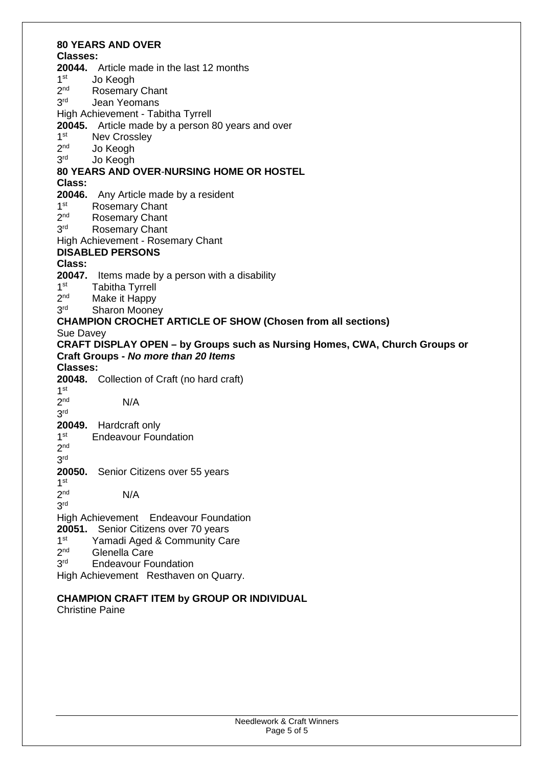**80 YEARS AND OVER**

**Classes:**

**20044.** Article made in the last 12 months

1st Jo Keogh
2nd Rosemary Chant
3rd Jean Yeomans

High Achievement - Tabitha Tyrrell

**20045.** Article made by a person 80 years and over

1st Nev Crossley
2nd Jo Keogh
3rd Jo Keogh

**80 YEARS AND OVER-NURSING HOME OR HOSTEL**

**Class:**

**20046.** Any Article made by a resident

1st Rosemary Chant
2nd Rosemary Chant
3rd Rosemary Chant

High Achievement - Rosemary Chant

**DISABLED PERSONS**

**Class:**

**20047.** Items made by a person with a disability

1st Tabitha Tyrrell
2nd Make it Happy
3rd Sharon Mooney

**CHAMPION CROCHET ARTICLE OF SHOW (Chosen from all sections)**

Sue Davey

**CRAFT DISPLAY OPEN – by Groups such as Nursing Homes, CWA, Church Groups or Craft Groups - *No more than 20 Items***

**Classes:**

**20048.** Collection of Craft (no hard craft)

1st
2nd N/A
3rd

**20049.** Hardcraft only

1st Endeavour Foundation
2nd
3rd

**20050.** Senior Citizens over 55 years

1st
2nd N/A
3rd

High Achievement Endeavour Foundation

**20051.** Senior Citizens over 70 years

1st Yamadi Aged & Community Care
2nd Glenella Care
3rd Endeavour Foundation

High Achievement Resthaven on Quarry.

**CHAMPION CRAFT ITEM by GROUP OR INDIVIDUAL**

Christine Paine